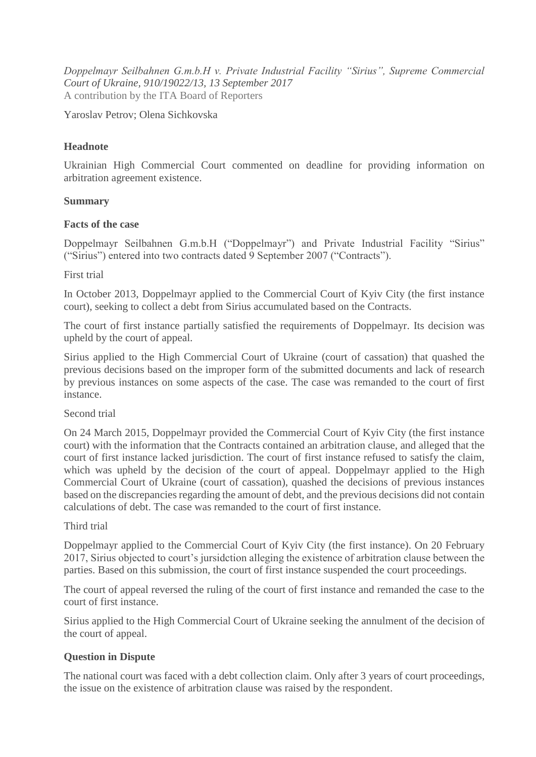*Doppelmayr Seilbahnen G.m.b.H v. Private Industrial Facility "Sirius", Supreme Commercial Court of Ukraine, 910/19022/13, 13 September 2017*
A contribution by the ITA Board of Reporters

Yaroslav Petrov; Olena Sichkovska

## Headnote

Ukrainian High Commercial Court commented on deadline for providing information on arbitration agreement existence.

## Summary

### Facts of the case

Doppelmayr Seilbahnen G.m.b.H ("Doppelmayr") and Private Industrial Facility "Sirius" ("Sirius") entered into two contracts dated 9 September 2007 ("Contracts").

First trial

In October 2013, Doppelmayr applied to the Commercial Court of Kyiv City (the first instance court), seeking to collect a debt from Sirius accumulated based on the Contracts.

The court of first instance partially satisfied the requirements of Doppelmayr. Its decision was upheld by the court of appeal.

Sirius applied to the High Commercial Court of Ukraine (court of cassation) that quashed the previous decisions based on the improper form of the submitted documents and lack of research by previous instances on some aspects of the case. The case was remanded to the court of first instance.

Second trial

On 24 March 2015, Doppelmayr provided the Commercial Court of Kyiv City (the first instance court) with the information that the Contracts contained an arbitration clause, and alleged that the court of first instance lacked jurisdiction. The court of first instance refused to satisfy the claim, which was upheld by the decision of the court of appeal. Doppelmayr applied to the High Commercial Court of Ukraine (court of cassation), quashed the decisions of previous instances based on the discrepancies regarding the amount of debt, and the previous decisions did not contain calculations of debt. The case was remanded to the court of first instance.

Third trial

Doppelmayr applied to the Commercial Court of Kyiv City (the first instance). On 20 February 2017, Sirius objected to court's jursidction alleging the existence of arbitration clause between the parties. Based on this submission, the court of first instance suspended the court proceedings.

The court of appeal reversed the ruling of the court of first instance and remanded the case to the court of first instance.

Sirius applied to the High Commercial Court of Ukraine seeking the annulment of the decision of the court of appeal.

### Question in Dispute

The national court was faced with a debt collection claim. Only after 3 years of court proceedings, the issue on the existence of arbitration clause was raised by the respondent.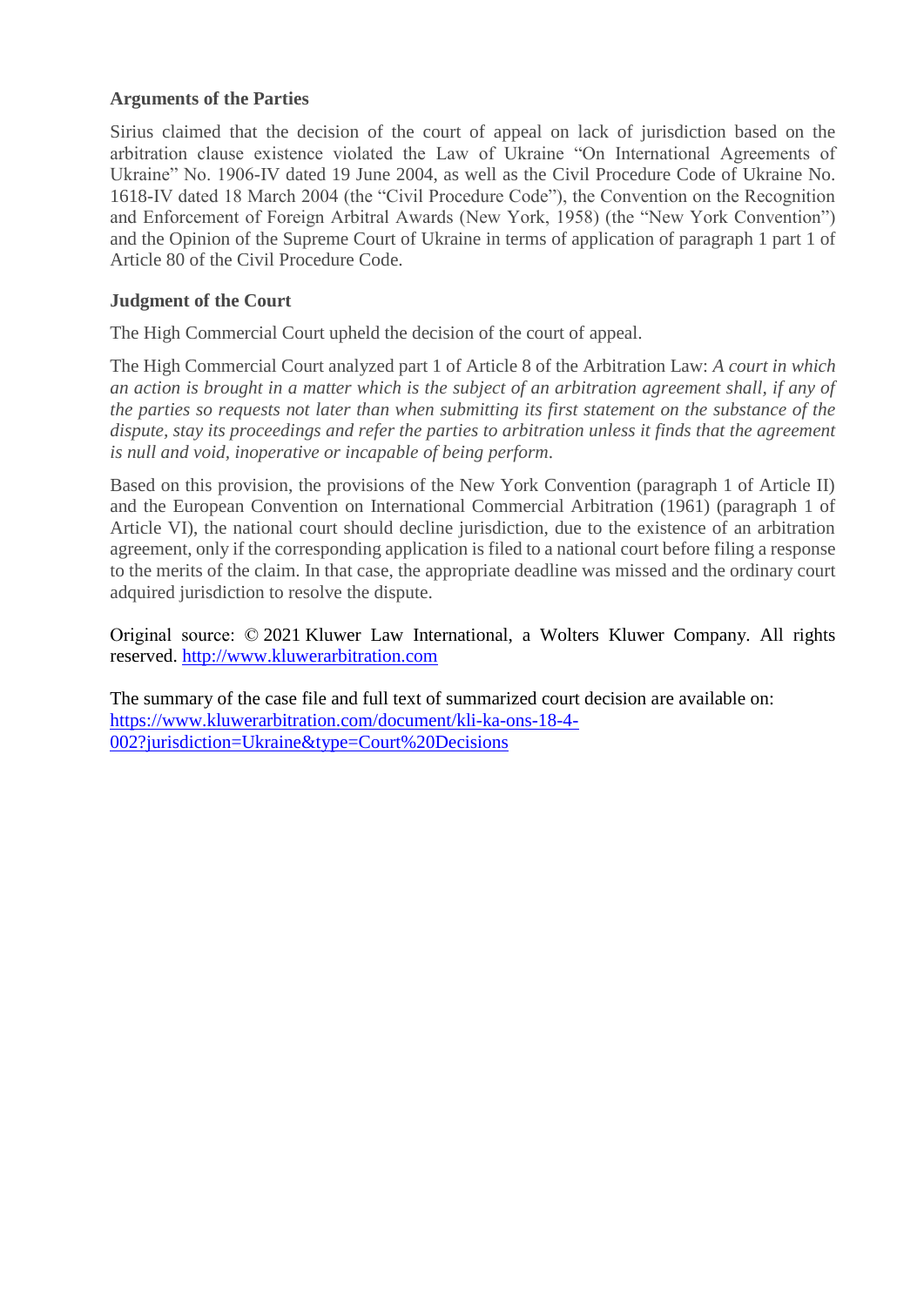**Arguments of the Parties**

Sirius claimed that the decision of the court of appeal on lack of jurisdiction based on the arbitration clause existence violated the Law of Ukraine "On International Agreements of Ukraine" No. 1906-IV dated 19 June 2004, as well as the Civil Procedure Code of Ukraine No. 1618-IV dated 18 March 2004 (the "Civil Procedure Code"), the Convention on the Recognition and Enforcement of Foreign Arbitral Awards (New York, 1958) (the "New York Convention") and the Opinion of the Supreme Court of Ukraine in terms of application of paragraph 1 part 1 of Article 80 of the Civil Procedure Code.

**Judgment of the Court**

The High Commercial Court upheld the decision of the court of appeal.

The High Commercial Court analyzed part 1 of Article 8 of the Arbitration Law: *A court in which an action is brought in a matter which is the subject of an arbitration agreement shall, if any of the parties so requests not later than when submitting its first statement on the substance of the dispute, stay its proceedings and refer the parties to arbitration unless it finds that the agreement is null and void, inoperative or incapable of being perform*.

Based on this provision, the provisions of the New York Convention (paragraph 1 of Article II) and the European Convention on International Commercial Arbitration (1961) (paragraph 1 of Article VI), the national court should decline jurisdiction, due to the existence of an arbitration agreement, only if the corresponding application is filed to a national court before filing a response to the merits of the claim. In that case, the appropriate deadline was missed and the ordinary court adquired jurisdiction to resolve the dispute.

Original source: © 2021 Kluwer Law International, a Wolters Kluwer Company. All rights reserved. http://www.kluwerarbitration.com

The summary of the case file and full text of summarized court decision are available on:
https://www.kluwerarbitration.com/document/kli-ka-ons-18-4-002?jurisdiction=Ukraine&type=Court%20Decisions